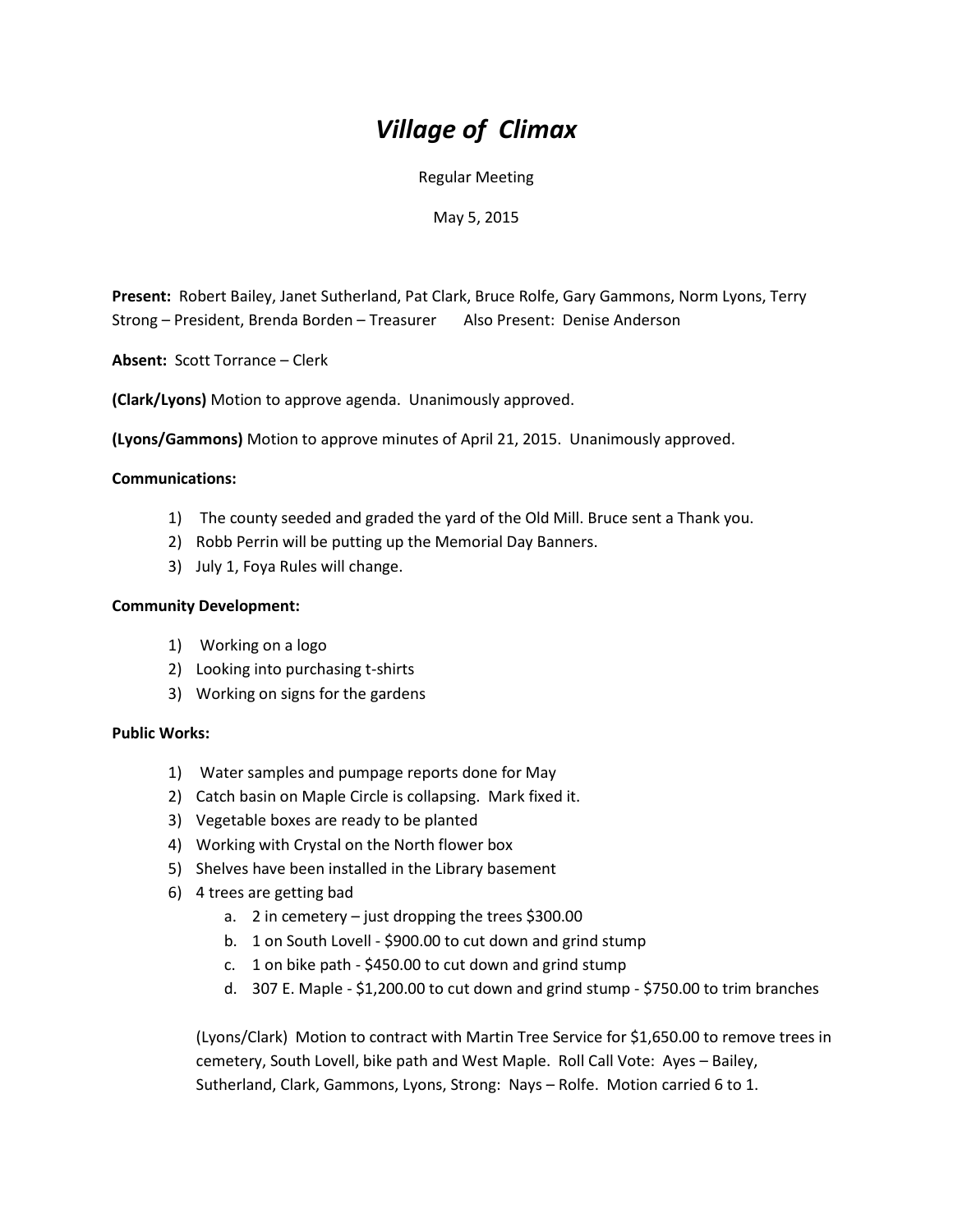# *Village of Climax*

Regular Meeting

May 5, 2015

**Present:** Robert Bailey, Janet Sutherland, Pat Clark, Bruce Rolfe, Gary Gammons, Norm Lyons, Terry Strong – President, Brenda Borden – Treasurer    Also Present: Denise Anderson

**Absent:** Scott Torrance – Clerk

**(Clark/Lyons)** Motion to approve agenda. Unanimously approved.

**(Lyons/Gammons)** Motion to approve minutes of April 21, 2015. Unanimously approved.

**Communications:**

1) The county seeded and graded the yard of the Old Mill. Bruce sent a Thank you.
2) Robb Perrin will be putting up the Memorial Day Banners.
3) July 1, Foya Rules will change.

**Community Development:**

1) Working on a logo
2) Looking into purchasing t-shirts
3) Working on signs for the gardens

**Public Works:**

1) Water samples and pumpage reports done for May
2) Catch basin on Maple Circle is collapsing. Mark fixed it.
3) Vegetable boxes are ready to be planted
4) Working with Crystal on the North flower box
5) Shelves have been installed in the Library basement
6) 4 trees are getting bad
   a. 2 in cemetery – just dropping the trees $300.00
   b. 1 on South Lovell - $900.00 to cut down and grind stump
   c. 1 on bike path - $450.00 to cut down and grind stump
   d. 307 E. Maple - $1,200.00 to cut down and grind stump - $750.00 to trim branches

(Lyons/Clark) Motion to contract with Martin Tree Service for $1,650.00 to remove trees in cemetery, South Lovell, bike path and West Maple. Roll Call Vote: Ayes – Bailey, Sutherland, Clark, Gammons, Lyons, Strong: Nays – Rolfe. Motion carried 6 to 1.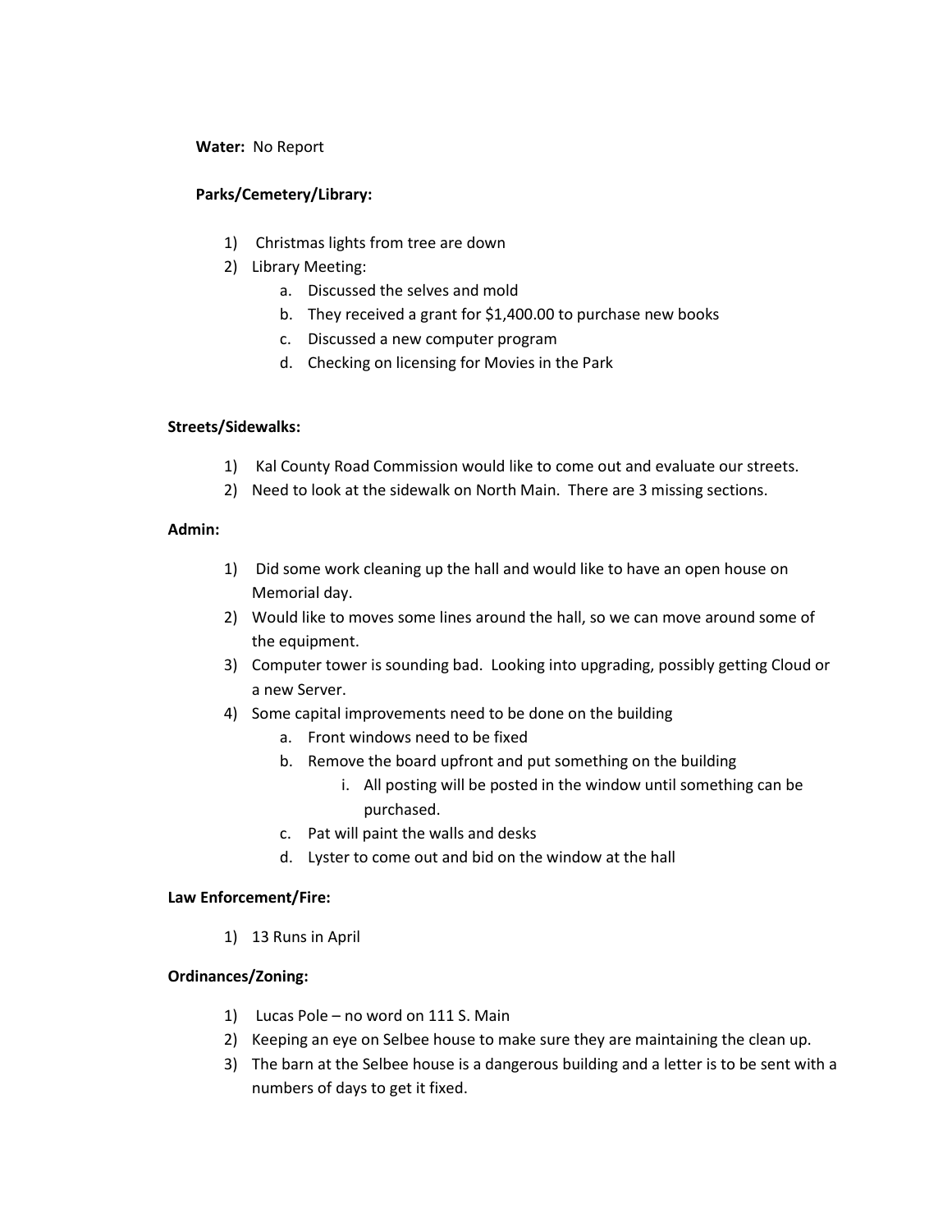**Water:** No Report

**Parks/Cemetery/Library:**

1) Christmas lights from tree are down
2) Library Meeting:
   a. Discussed the selves and mold
   b. They received a grant for $1,400.00 to purchase new books
   c. Discussed a new computer program
   d. Checking on licensing for Movies in the Park

**Streets/Sidewalks:**

1) Kal County Road Commission would like to come out and evaluate our streets.
2) Need to look at the sidewalk on North Main. There are 3 missing sections.

**Admin:**

1) Did some work cleaning up the hall and would like to have an open house on Memorial day.
2) Would like to moves some lines around the hall, so we can move around some of the equipment.
3) Computer tower is sounding bad. Looking into upgrading, possibly getting Cloud or a new Server.
4) Some capital improvements need to be done on the building
   a. Front windows need to be fixed
   b. Remove the board upfront and put something on the building
      i. All posting will be posted in the window until something can be purchased.
   c. Pat will paint the walls and desks
   d. Lyster to come out and bid on the window at the hall

**Law Enforcement/Fire:**

1) 13 Runs in April

**Ordinances/Zoning:**

1) Lucas Pole – no word on 111 S. Main
2) Keeping an eye on Selbee house to make sure they are maintaining the clean up.
3) The barn at the Selbee house is a dangerous building and a letter is to be sent with a numbers of days to get it fixed.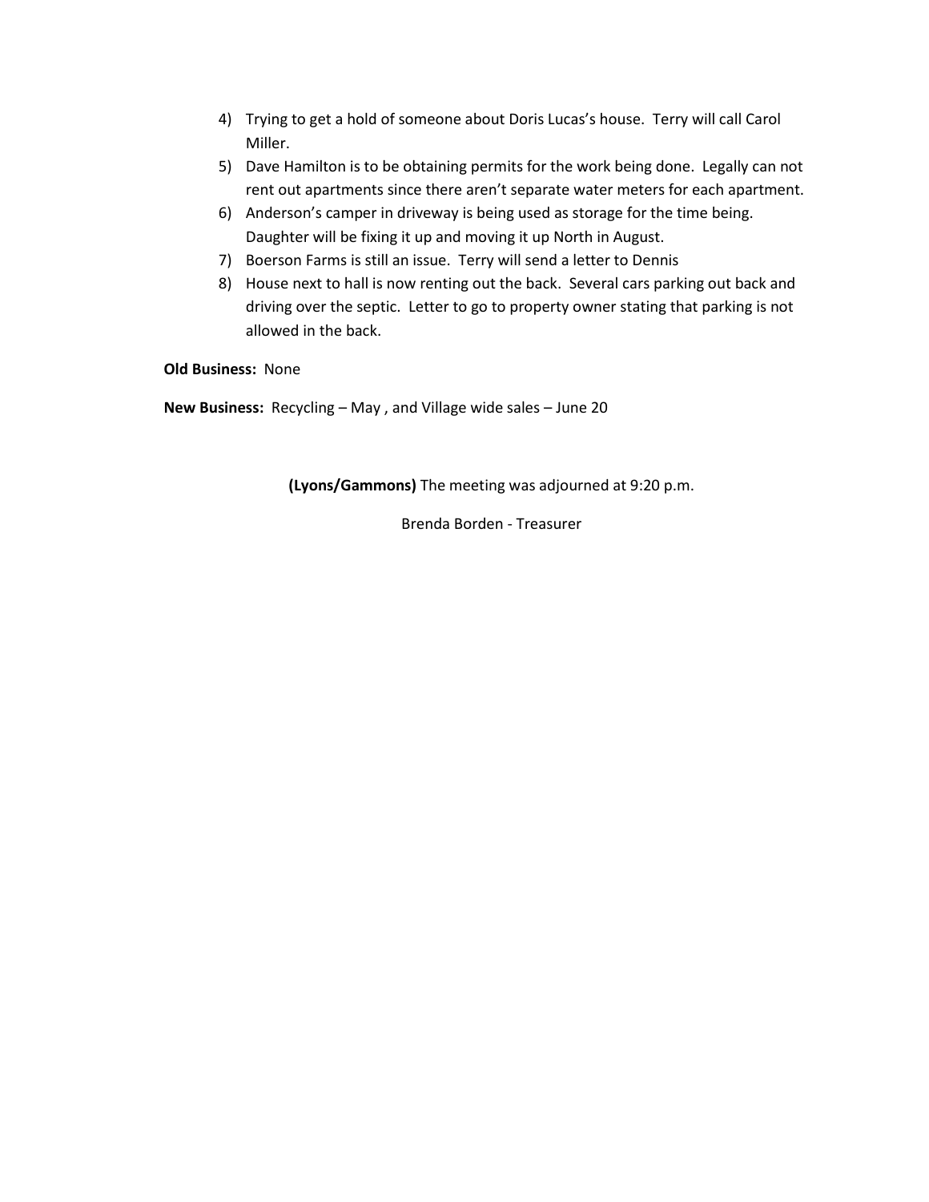4) Trying to get a hold of someone about Doris Lucas's house. Terry will call Carol Miller.
5) Dave Hamilton is to be obtaining permits for the work being done. Legally can not rent out apartments since there aren't separate water meters for each apartment.
6) Anderson's camper in driveway is being used as storage for the time being. Daughter will be fixing it up and moving it up North in August.
7) Boerson Farms is still an issue. Terry will send a letter to Dennis
8) House next to hall is now renting out the back. Several cars parking out back and driving over the septic. Letter to go to property owner stating that parking is not allowed in the back.

**Old Business:** None

**New Business:** Recycling – May , and Village wide sales – June 20

**(Lyons/Gammons)** The meeting was adjourned at 9:20 p.m.

Brenda Borden - Treasurer